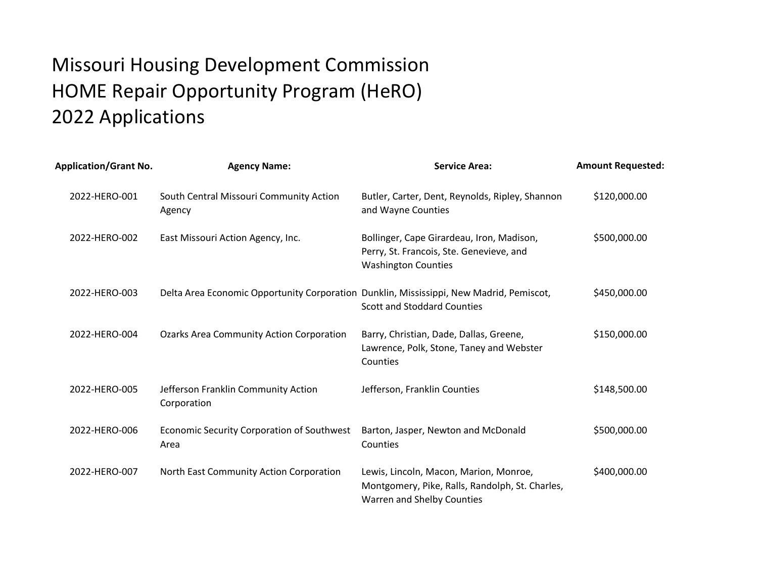# Missouri Housing Development Commission
# HOME Repair Opportunity Program (HeRO)
# 2022 Applications

| Application/Grant No. | Agency Name: | Service Area: | Amount Requested: |
|---|---|---|---|
| 2022-HERO-001 | South Central Missouri Community Action Agency | Butler, Carter, Dent, Reynolds, Ripley, Shannon and Wayne Counties | $120,000.00 |
| 2022-HERO-002 | East Missouri Action Agency, Inc. | Bollinger, Cape Girardeau, Iron, Madison, Perry, St. Francois, Ste. Genevieve, and Washington Counties | $500,000.00 |
| 2022-HERO-003 | Delta Area Economic Opportunity Corporation | Dunklin, Mississippi, New Madrid, Pemiscot, Scott and Stoddard Counties | $450,000.00 |
| 2022-HERO-004 | Ozarks Area Community Action Corporation | Barry, Christian, Dade, Dallas, Greene, Lawrence, Polk, Stone, Taney and Webster Counties | $150,000.00 |
| 2022-HERO-005 | Jefferson Franklin Community Action Corporation | Jefferson, Franklin Counties | $148,500.00 |
| 2022-HERO-006 | Economic Security Corporation of Southwest Area | Barton, Jasper, Newton and McDonald Counties | $500,000.00 |
| 2022-HERO-007 | North East Community Action Corporation | Lewis, Lincoln, Macon, Marion, Monroe, Montgomery, Pike, Ralls, Randolph, St. Charles, Warren and Shelby Counties | $400,000.00 |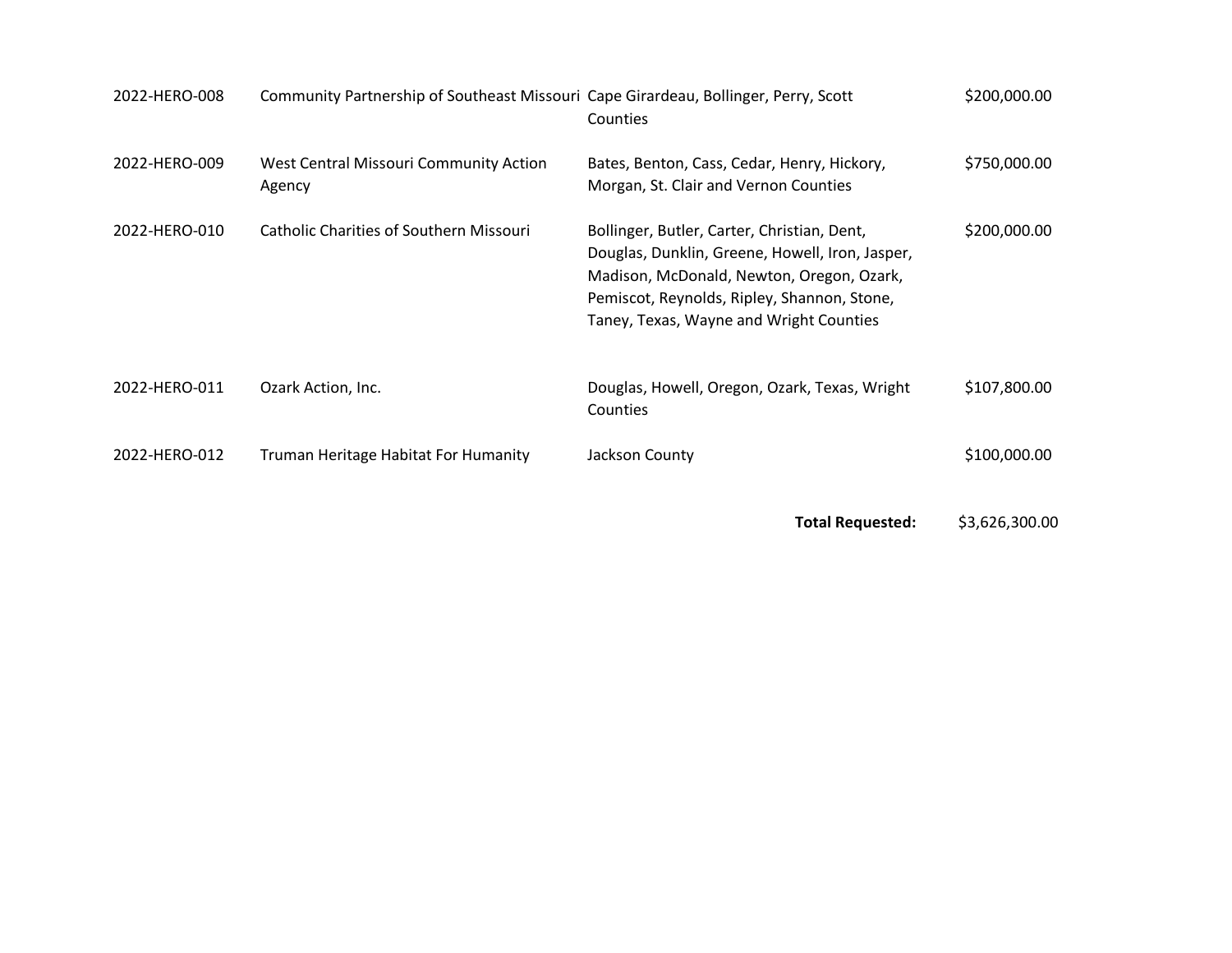| | | | |
|---|---|---|---|
| 2022-HERO-008 | Community Partnership of Southeast Missouri | Cape Girardeau, Bollinger, Perry, Scott Counties | $200,000.00 |
| 2022-HERO-009 | West Central Missouri Community Action Agency | Bates, Benton, Cass, Cedar, Henry, Hickory, Morgan, St. Clair and Vernon Counties | $750,000.00 |
| 2022-HERO-010 | Catholic Charities of Southern Missouri | Bollinger, Butler, Carter, Christian, Dent, Douglas, Dunklin, Greene, Howell, Iron, Jasper, Madison, McDonald, Newton, Oregon, Ozark, Pemiscot, Reynolds, Ripley, Shannon, Stone, Taney, Texas, Wayne and Wright Counties | $200,000.00 |
| 2022-HERO-011 | Ozark Action, Inc. | Douglas, Howell, Oregon, Ozark, Texas, Wright Counties | $107,800.00 |
| 2022-HERO-012 | Truman Heritage Habitat For Humanity | Jackson County | $100,000.00 |
| | | **Total Requested:** | $3,626,300.00 |